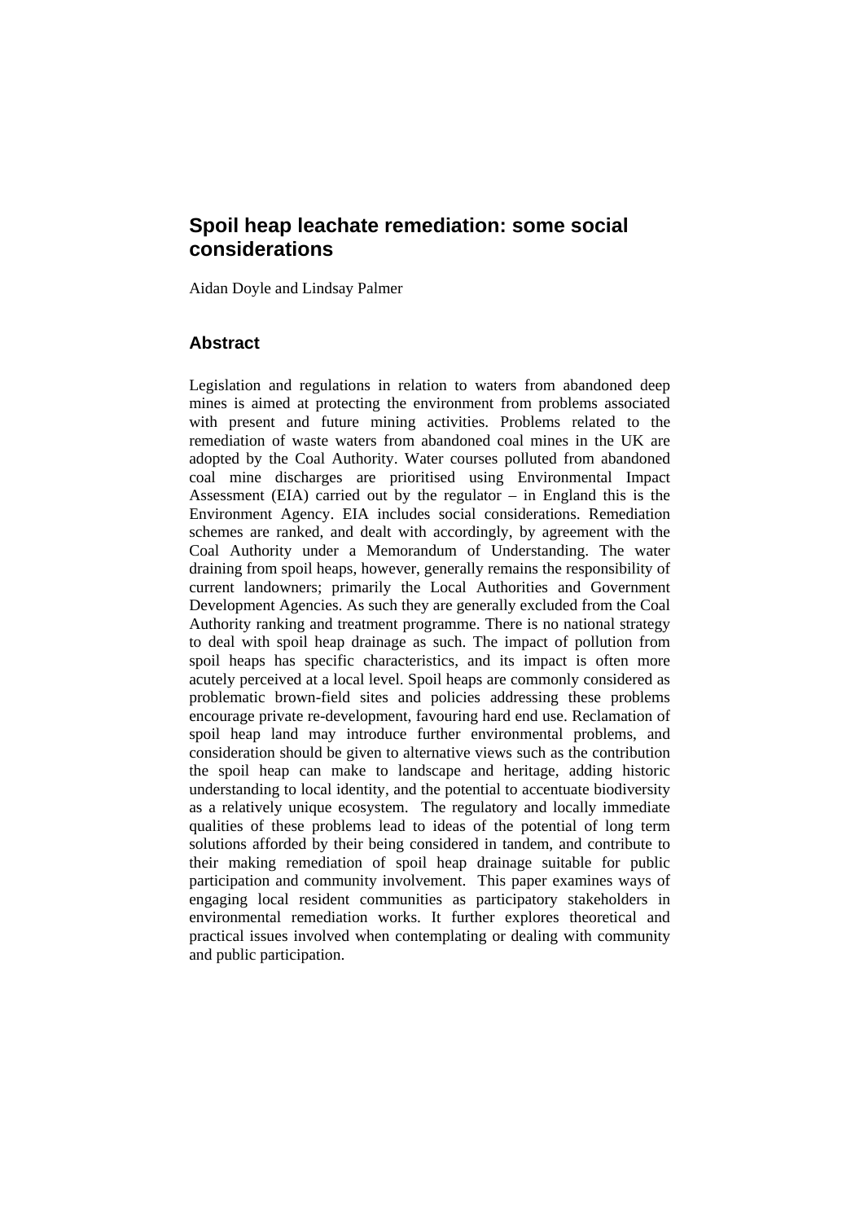# Spoil heap leachate remediation: some social considerations

Aidan Doyle and Lindsay Palmer

## Abstract

Legislation and regulations in relation to waters from abandoned deep mines is aimed at protecting the environment from problems associated with present and future mining activities. Problems related to the remediation of waste waters from abandoned coal mines in the UK are adopted by the Coal Authority. Water courses polluted from abandoned coal mine discharges are prioritised using Environmental Impact Assessment (EIA) carried out by the regulator – in England this is the Environment Agency. EIA includes social considerations. Remediation schemes are ranked, and dealt with accordingly, by agreement with the Coal Authority under a Memorandum of Understanding. The water draining from spoil heaps, however, generally remains the responsibility of current landowners; primarily the Local Authorities and Government Development Agencies. As such they are generally excluded from the Coal Authority ranking and treatment programme. There is no national strategy to deal with spoil heap drainage as such. The impact of pollution from spoil heaps has specific characteristics, and its impact is often more acutely perceived at a local level. Spoil heaps are commonly considered as problematic brown-field sites and policies addressing these problems encourage private re-development, favouring hard end use. Reclamation of spoil heap land may introduce further environmental problems, and consideration should be given to alternative views such as the contribution the spoil heap can make to landscape and heritage, adding historic understanding to local identity, and the potential to accentuate biodiversity as a relatively unique ecosystem. The regulatory and locally immediate qualities of these problems lead to ideas of the potential of long term solutions afforded by their being considered in tandem, and contribute to their making remediation of spoil heap drainage suitable for public participation and community involvement. This paper examines ways of engaging local resident communities as participatory stakeholders in environmental remediation works. It further explores theoretical and practical issues involved when contemplating or dealing with community and public participation.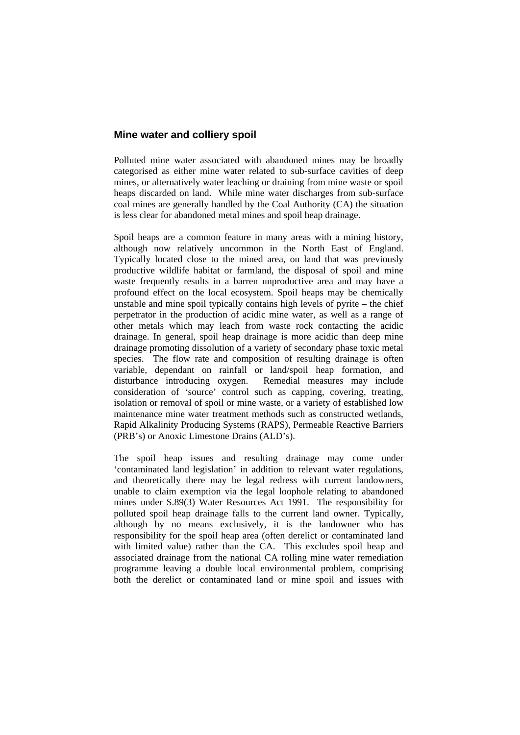## Mine water and colliery spoil

Polluted mine water associated with abandoned mines may be broadly categorised as either mine water related to sub-surface cavities of deep mines, or alternatively water leaching or draining from mine waste or spoil heaps discarded on land. While mine water discharges from sub-surface coal mines are generally handled by the Coal Authority (CA) the situation is less clear for abandoned metal mines and spoil heap drainage.

Spoil heaps are a common feature in many areas with a mining history, although now relatively uncommon in the North East of England. Typically located close to the mined area, on land that was previously productive wildlife habitat or farmland, the disposal of spoil and mine waste frequently results in a barren unproductive area and may have a profound effect on the local ecosystem. Spoil heaps may be chemically unstable and mine spoil typically contains high levels of pyrite – the chief perpetrator in the production of acidic mine water, as well as a range of other metals which may leach from waste rock contacting the acidic drainage. In general, spoil heap drainage is more acidic than deep mine drainage promoting dissolution of a variety of secondary phase toxic metal species. The flow rate and composition of resulting drainage is often variable, dependant on rainfall or land/spoil heap formation, and disturbance introducing oxygen. Remedial measures may include consideration of 'source' control such as capping, covering, treating, isolation or removal of spoil or mine waste, or a variety of established low maintenance mine water treatment methods such as constructed wetlands, Rapid Alkalinity Producing Systems (RAPS), Permeable Reactive Barriers (PRB's) or Anoxic Limestone Drains (ALD's).

The spoil heap issues and resulting drainage may come under 'contaminated land legislation' in addition to relevant water regulations, and theoretically there may be legal redress with current landowners, unable to claim exemption via the legal loophole relating to abandoned mines under S.89(3) Water Resources Act 1991. The responsibility for polluted spoil heap drainage falls to the current land owner. Typically, although by no means exclusively, it is the landowner who has responsibility for the spoil heap area (often derelict or contaminated land with limited value) rather than the CA. This excludes spoil heap and associated drainage from the national CA rolling mine water remediation programme leaving a double local environmental problem, comprising both the derelict or contaminated land or mine spoil and issues with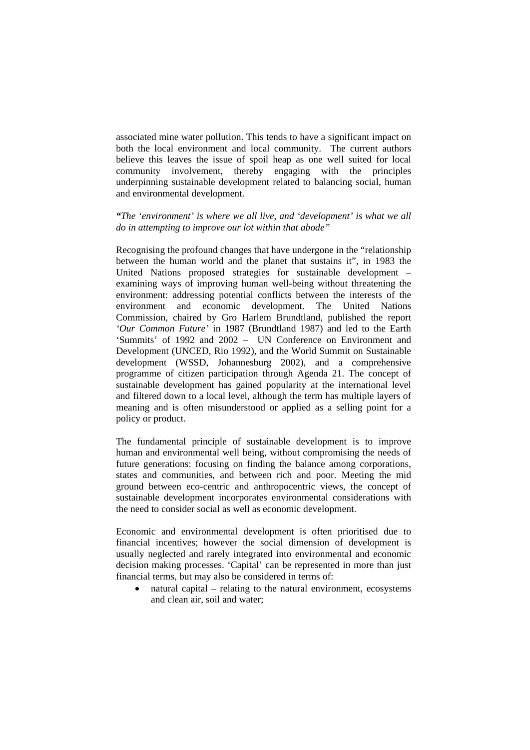associated mine water pollution. This tends to have a significant impact on both the local environment and local community. The current authors believe this leaves the issue of spoil heap as one well suited for local community involvement, thereby engaging with the principles underpinning sustainable development related to balancing social, human and environmental development.

***"****The ‘environment’ is where we all live, and ‘development’ is what we all do in attempting to improve our lot within that abode"*

Recognising the profound changes that have undergone in the “relationship between the human world and the planet that sustains it”, in 1983 the United Nations proposed strategies for sustainable development – examining ways of improving human well-being without threatening the environment: addressing potential conflicts between the interests of the environment and economic development. The United Nations Commission, chaired by Gro Harlem Brundtland, published the report *‘Our Common Future’* in 1987 (Brundtland 1987) and led to the Earth ‘Summits’ of 1992 and 2002 – UN Conference on Environment and Development (UNCED, Rio 1992), and the World Summit on Sustainable development (WSSD, Johannesburg 2002), and a comprehensive programme of citizen participation through Agenda 21. The concept of sustainable development has gained popularity at the international level and filtered down to a local level, although the term has multiple layers of meaning and is often misunderstood or applied as a selling point for a policy or product.

The fundamental principle of sustainable development is to improve human and environmental well being, without compromising the needs of future generations: focusing on finding the balance among corporations, states and communities, and between rich and poor. Meeting the mid ground between eco-centric and anthropocentric views, the concept of sustainable development incorporates environmental considerations with the need to consider social as well as economic development.

Economic and environmental development is often prioritised due to financial incentives; however the social dimension of development is usually neglected and rarely integrated into environmental and economic decision making processes. ‘Capital’ can be represented in more than just financial terms, but may also be considered in terms of:

- natural capital – relating to the natural environment, ecosystems and clean air, soil and water;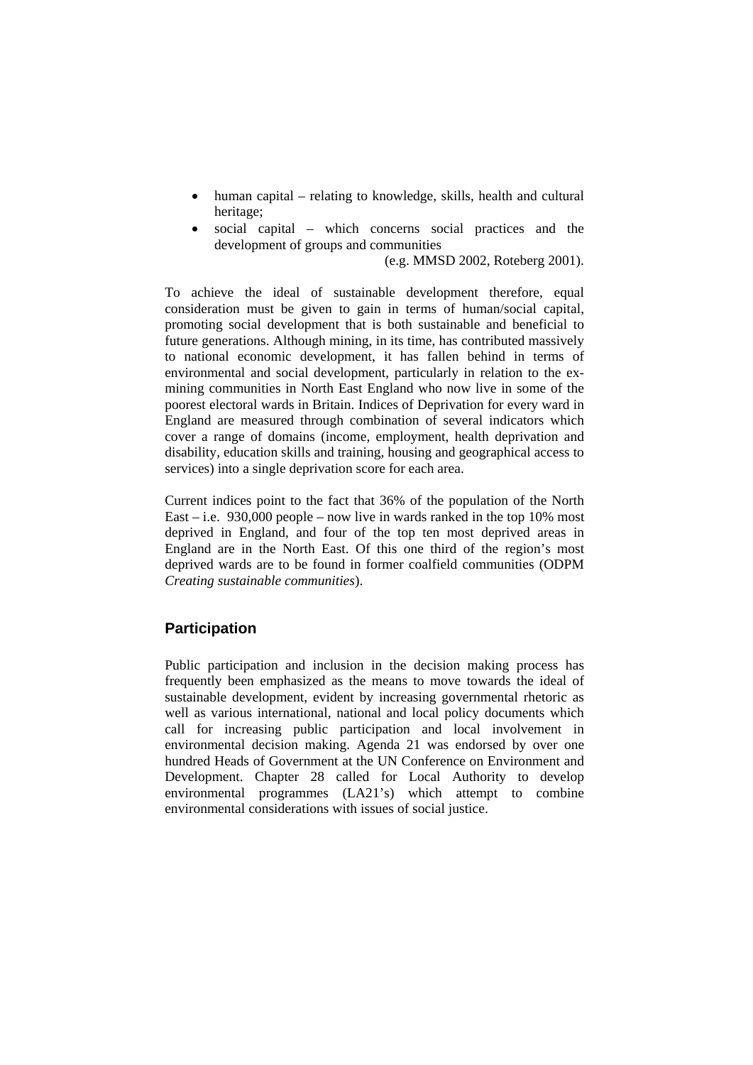- human capital – relating to knowledge, skills, health and cultural heritage;
- social capital – which concerns social practices and the development of groups and communities

(e.g. MMSD 2002, Roteberg 2001).

To achieve the ideal of sustainable development therefore, equal consideration must be given to gain in terms of human/social capital, promoting social development that is both sustainable and beneficial to future generations. Although mining, in its time, has contributed massively to national economic development, it has fallen behind in terms of environmental and social development, particularly in relation to the ex-mining communities in North East England who now live in some of the poorest electoral wards in Britain. Indices of Deprivation for every ward in England are measured through combination of several indicators which cover a range of domains (income, employment, health deprivation and disability, education skills and training, housing and geographical access to services) into a single deprivation score for each area.

Current indices point to the fact that 36% of the population of the North East – i.e. 930,000 people – now live in wards ranked in the top 10% most deprived in England, and four of the top ten most deprived areas in England are in the North East. Of this one third of the region's most deprived wards are to be found in former coalfield communities (ODPM *Creating sustainable communities*).

## Participation

Public participation and inclusion in the decision making process has frequently been emphasized as the means to move towards the ideal of sustainable development, evident by increasing governmental rhetoric as well as various international, national and local policy documents which call for increasing public participation and local involvement in environmental decision making. Agenda 21 was endorsed by over one hundred Heads of Government at the UN Conference on Environment and Development. Chapter 28 called for Local Authority to develop environmental programmes (LA21's) which attempt to combine environmental considerations with issues of social justice.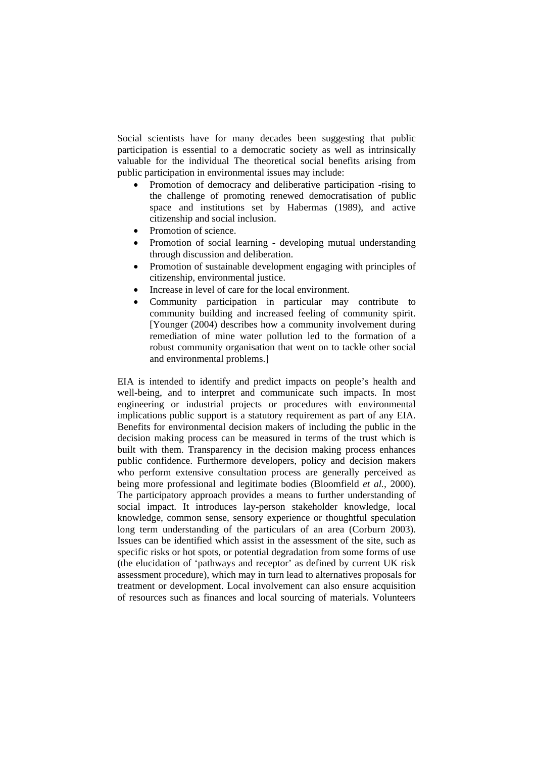Social scientists have for many decades been suggesting that public participation is essential to a democratic society as well as intrinsically valuable for the individual The theoretical social benefits arising from public participation in environmental issues may include:

- Promotion of democracy and deliberative participation -rising to the challenge of promoting renewed democratisation of public space and institutions set by Habermas (1989), and active citizenship and social inclusion.
- Promotion of science.
- Promotion of social learning - developing mutual understanding through discussion and deliberation.
- Promotion of sustainable development engaging with principles of citizenship, environmental justice.
- Increase in level of care for the local environment.
- Community participation in particular may contribute to community building and increased feeling of community spirit. [Younger (2004) describes how a community involvement during remediation of mine water pollution led to the formation of a robust community organisation that went on to tackle other social and environmental problems.]

EIA is intended to identify and predict impacts on people's health and well-being, and to interpret and communicate such impacts. In most engineering or industrial projects or procedures with environmental implications public support is a statutory requirement as part of any EIA. Benefits for environmental decision makers of including the public in the decision making process can be measured in terms of the trust which is built with them. Transparency in the decision making process enhances public confidence. Furthermore developers, policy and decision makers who perform extensive consultation process are generally perceived as being more professional and legitimate bodies (Bloomfield *et al.*, 2000). The participatory approach provides a means to further understanding of social impact. It introduces lay-person stakeholder knowledge, local knowledge, common sense, sensory experience or thoughtful speculation long term understanding of the particulars of an area (Corburn 2003). Issues can be identified which assist in the assessment of the site, such as specific risks or hot spots, or potential degradation from some forms of use (the elucidation of 'pathways and receptor' as defined by current UK risk assessment procedure), which may in turn lead to alternatives proposals for treatment or development. Local involvement can also ensure acquisition of resources such as finances and local sourcing of materials. Volunteers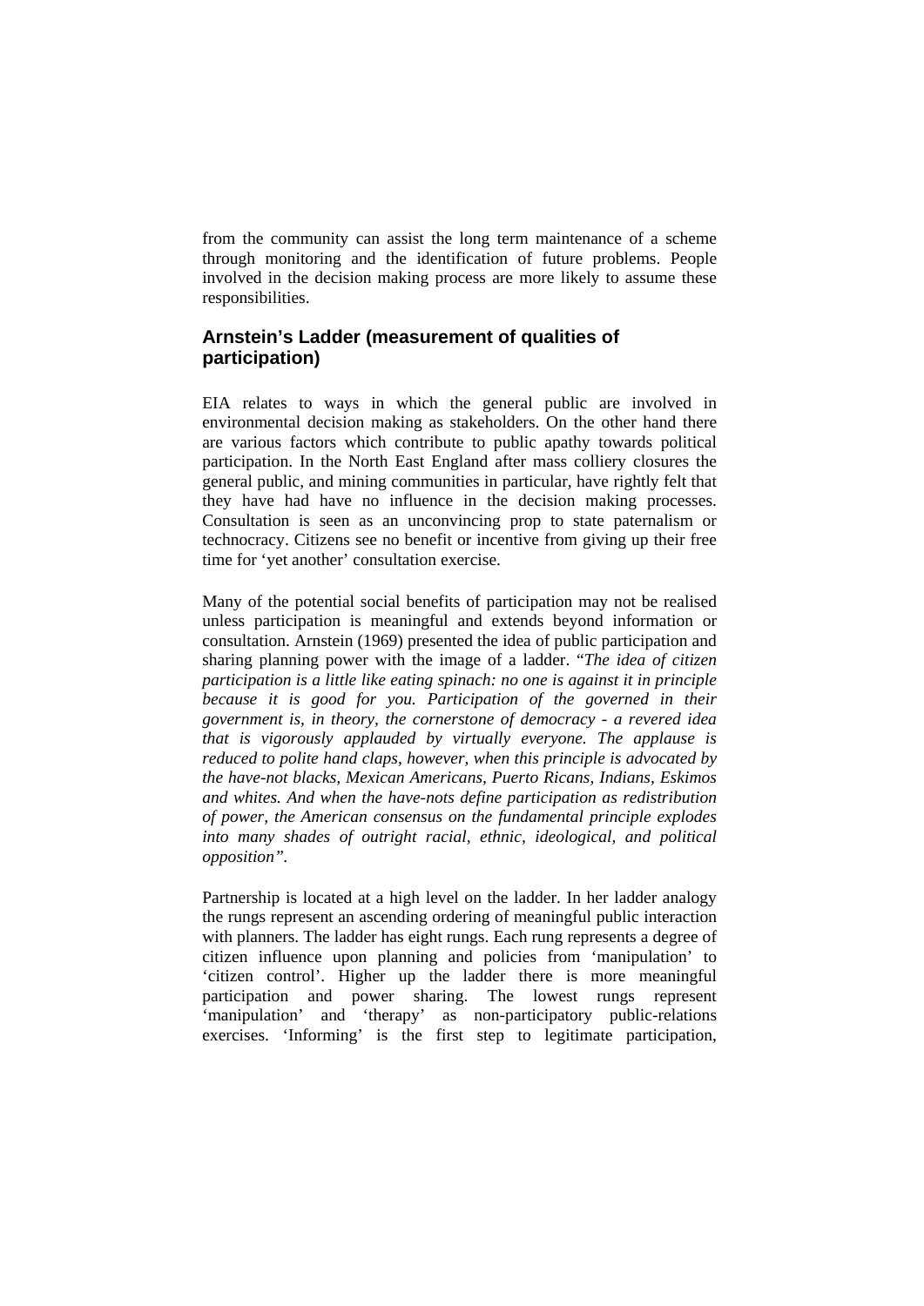from the community can assist the long term maintenance of a scheme through monitoring and the identification of future problems. People involved in the decision making process are more likely to assume these responsibilities.

## Arnstein's Ladder (measurement of qualities of participation)

EIA relates to ways in which the general public are involved in environmental decision making as stakeholders. On the other hand there are various factors which contribute to public apathy towards political participation. In the North East England after mass colliery closures the general public, and mining communities in particular, have rightly felt that they have had have no influence in the decision making processes. Consultation is seen as an unconvincing prop to state paternalism or technocracy. Citizens see no benefit or incentive from giving up their free time for 'yet another' consultation exercise.

Many of the potential social benefits of participation may not be realised unless participation is meaningful and extends beyond information or consultation. Arnstein (1969) presented the idea of public participation and sharing planning power with the image of a ladder. "*The idea of citizen participation is a little like eating spinach: no one is against it in principle because it is good for you. Participation of the governed in their government is, in theory, the cornerstone of democracy - a revered idea that is vigorously applauded by virtually everyone. The applause is reduced to polite hand claps, however, when this principle is advocated by the have-not blacks, Mexican Americans, Puerto Ricans, Indians, Eskimos and whites. And when the have-nots define participation as redistribution of power, the American consensus on the fundamental principle explodes into many shades of outright racial, ethnic, ideological, and political opposition*".

Partnership is located at a high level on the ladder. In her ladder analogy the rungs represent an ascending ordering of meaningful public interaction with planners. The ladder has eight rungs. Each rung represents a degree of citizen influence upon planning and policies from 'manipulation' to 'citizen control'. Higher up the ladder there is more meaningful participation and power sharing. The lowest rungs represent 'manipulation' and 'therapy' as non-participatory public-relations exercises. 'Informing' is the first step to legitimate participation,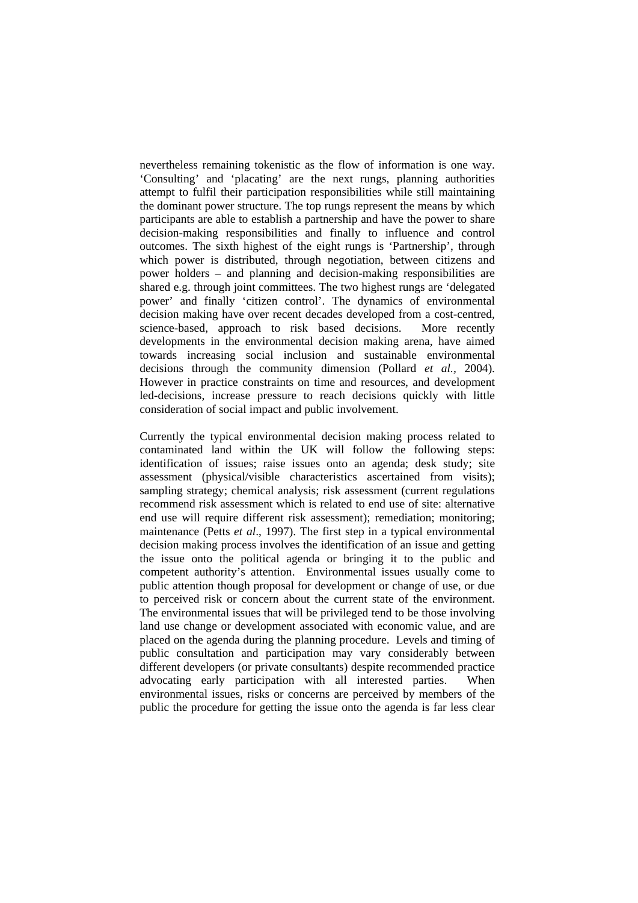nevertheless remaining tokenistic as the flow of information is one way. 'Consulting' and 'placating' are the next rungs, planning authorities attempt to fulfil their participation responsibilities while still maintaining the dominant power structure. The top rungs represent the means by which participants are able to establish a partnership and have the power to share decision-making responsibilities and finally to influence and control outcomes. The sixth highest of the eight rungs is 'Partnership', through which power is distributed, through negotiation, between citizens and power holders – and planning and decision-making responsibilities are shared e.g. through joint committees. The two highest rungs are 'delegated power' and finally 'citizen control'. The dynamics of environmental decision making have over recent decades developed from a cost-centred, science-based, approach to risk based decisions. More recently developments in the environmental decision making arena, have aimed towards increasing social inclusion and sustainable environmental decisions through the community dimension (Pollard *et al.*, 2004). However in practice constraints on time and resources, and development led-decisions, increase pressure to reach decisions quickly with little consideration of social impact and public involvement.

Currently the typical environmental decision making process related to contaminated land within the UK will follow the following steps: identification of issues; raise issues onto an agenda; desk study; site assessment (physical/visible characteristics ascertained from visits); sampling strategy; chemical analysis; risk assessment (current regulations recommend risk assessment which is related to end use of site: alternative end use will require different risk assessment); remediation; monitoring; maintenance (Petts *et al*., 1997). The first step in a typical environmental decision making process involves the identification of an issue and getting the issue onto the political agenda or bringing it to the public and competent authority's attention. Environmental issues usually come to public attention though proposal for development or change of use, or due to perceived risk or concern about the current state of the environment. The environmental issues that will be privileged tend to be those involving land use change or development associated with economic value, and are placed on the agenda during the planning procedure. Levels and timing of public consultation and participation may vary considerably between different developers (or private consultants) despite recommended practice advocating early participation with all interested parties. When environmental issues, risks or concerns are perceived by members of the public the procedure for getting the issue onto the agenda is far less clear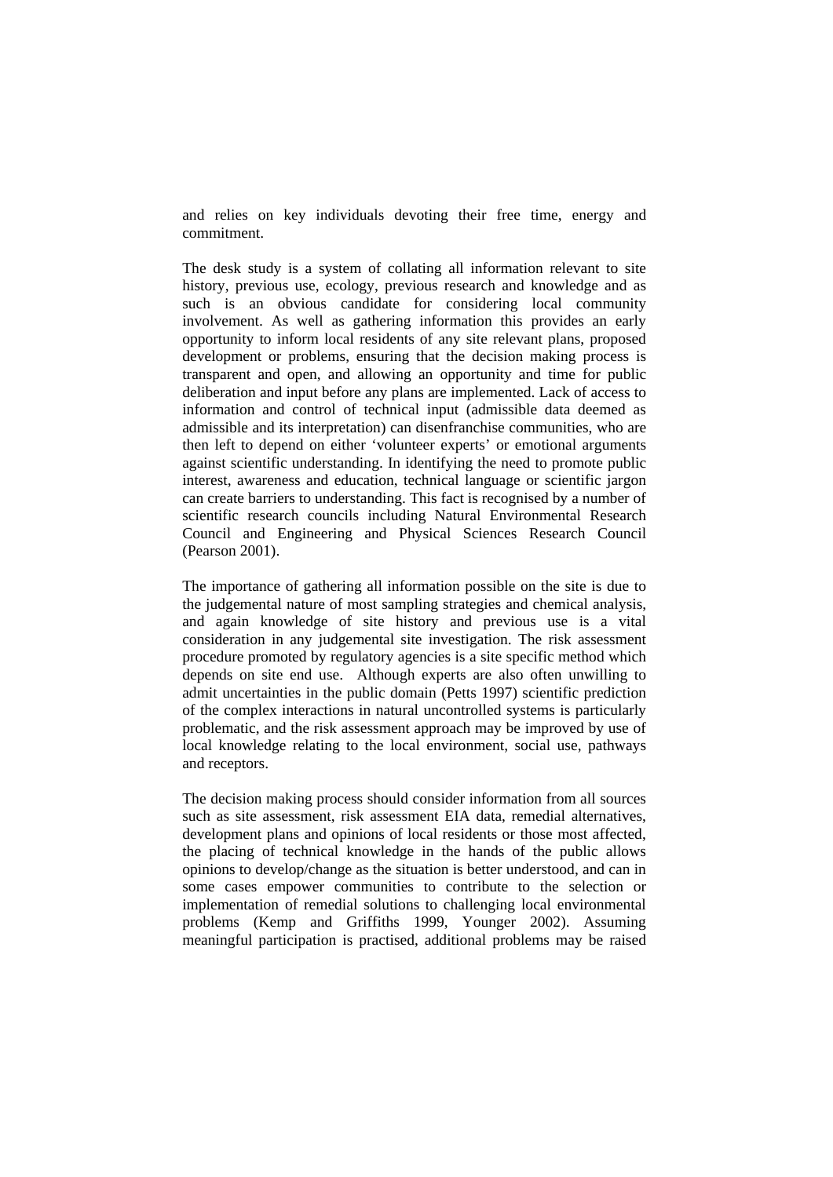and relies on key individuals devoting their free time, energy and commitment.

The desk study is a system of collating all information relevant to site history, previous use, ecology, previous research and knowledge and as such is an obvious candidate for considering local community involvement. As well as gathering information this provides an early opportunity to inform local residents of any site relevant plans, proposed development or problems, ensuring that the decision making process is transparent and open, and allowing an opportunity and time for public deliberation and input before any plans are implemented. Lack of access to information and control of technical input (admissible data deemed as admissible and its interpretation) can disenfranchise communities, who are then left to depend on either 'volunteer experts' or emotional arguments against scientific understanding. In identifying the need to promote public interest, awareness and education, technical language or scientific jargon can create barriers to understanding. This fact is recognised by a number of scientific research councils including Natural Environmental Research Council and Engineering and Physical Sciences Research Council (Pearson 2001).

The importance of gathering all information possible on the site is due to the judgemental nature of most sampling strategies and chemical analysis, and again knowledge of site history and previous use is a vital consideration in any judgemental site investigation. The risk assessment procedure promoted by regulatory agencies is a site specific method which depends on site end use. Although experts are also often unwilling to admit uncertainties in the public domain (Petts 1997) scientific prediction of the complex interactions in natural uncontrolled systems is particularly problematic, and the risk assessment approach may be improved by use of local knowledge relating to the local environment, social use, pathways and receptors.

The decision making process should consider information from all sources such as site assessment, risk assessment EIA data, remedial alternatives, development plans and opinions of local residents or those most affected, the placing of technical knowledge in the hands of the public allows opinions to develop/change as the situation is better understood, and can in some cases empower communities to contribute to the selection or implementation of remedial solutions to challenging local environmental problems (Kemp and Griffiths 1999, Younger 2002). Assuming meaningful participation is practised, additional problems may be raised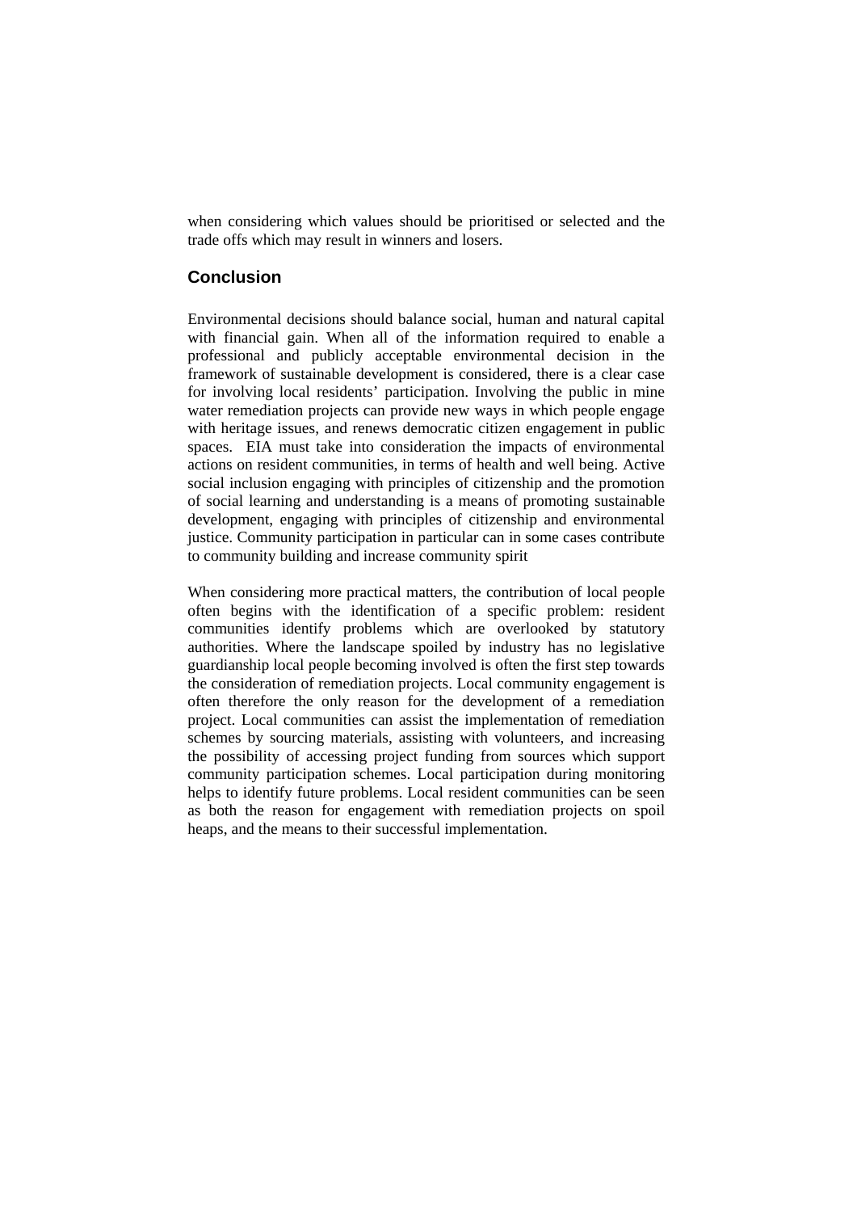when considering which values should be prioritised or selected and the trade offs which may result in winners and losers.

## Conclusion

Environmental decisions should balance social, human and natural capital with financial gain. When all of the information required to enable a professional and publicly acceptable environmental decision in the framework of sustainable development is considered, there is a clear case for involving local residents' participation. Involving the public in mine water remediation projects can provide new ways in which people engage with heritage issues, and renews democratic citizen engagement in public spaces. EIA must take into consideration the impacts of environmental actions on resident communities, in terms of health and well being. Active social inclusion engaging with principles of citizenship and the promotion of social learning and understanding is a means of promoting sustainable development, engaging with principles of citizenship and environmental justice. Community participation in particular can in some cases contribute to community building and increase community spirit

When considering more practical matters, the contribution of local people often begins with the identification of a specific problem: resident communities identify problems which are overlooked by statutory authorities. Where the landscape spoiled by industry has no legislative guardianship local people becoming involved is often the first step towards the consideration of remediation projects. Local community engagement is often therefore the only reason for the development of a remediation project. Local communities can assist the implementation of remediation schemes by sourcing materials, assisting with volunteers, and increasing the possibility of accessing project funding from sources which support community participation schemes. Local participation during monitoring helps to identify future problems. Local resident communities can be seen as both the reason for engagement with remediation projects on spoil heaps, and the means to their successful implementation.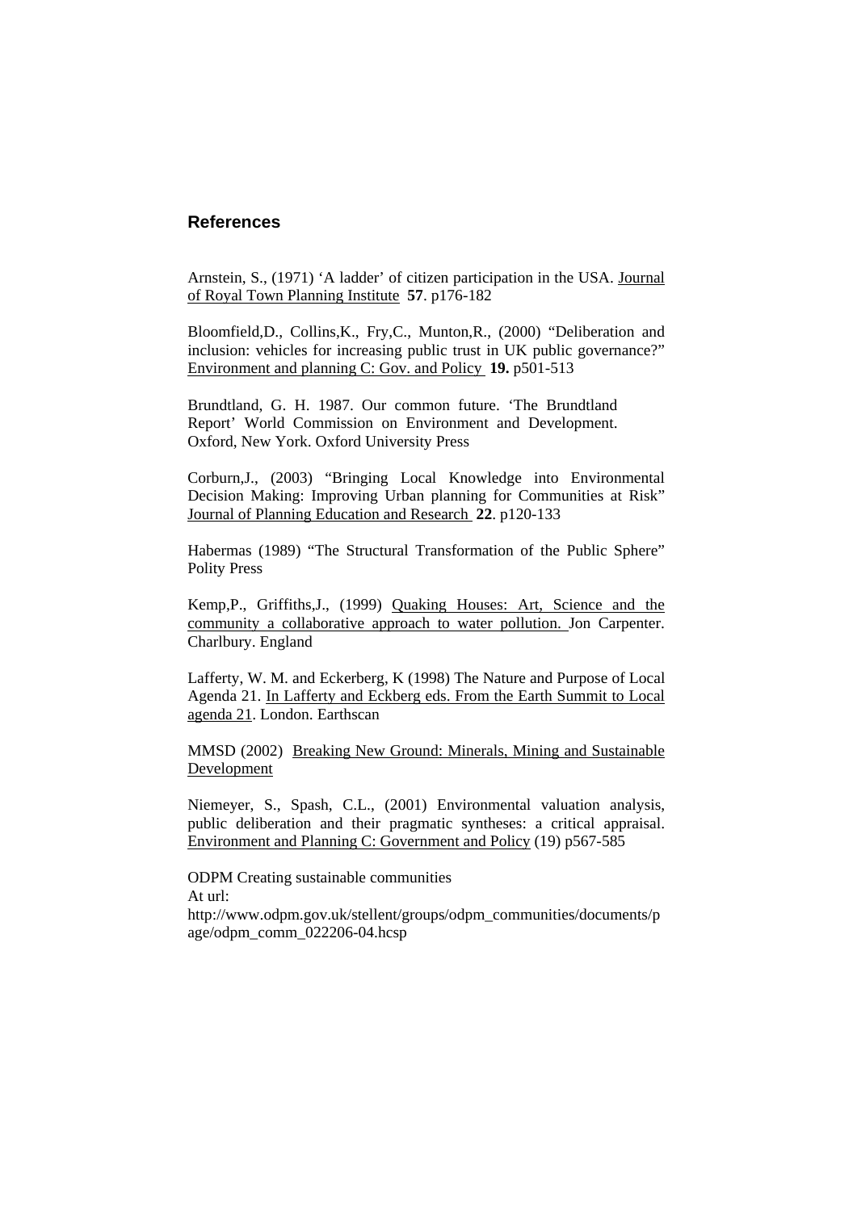## References

Arnstein, S., (1971) 'A ladder' of citizen participation in the USA. Journal of Royal Town Planning Institute **57**. p176-182

Bloomfield,D., Collins,K., Fry,C., Munton,R., (2000) "Deliberation and inclusion: vehicles for increasing public trust in UK public governance?" Environment and planning C: Gov. and Policy **19.** p501-513

Brundtland, G. H. 1987. Our common future. 'The Brundtland Report' World Commission on Environment and Development. Oxford, New York. Oxford University Press

Corburn,J., (2003) "Bringing Local Knowledge into Environmental Decision Making: Improving Urban planning for Communities at Risk" Journal of Planning Education and Research **22**. p120-133

Habermas (1989) "The Structural Transformation of the Public Sphere" Polity Press

Kemp,P., Griffiths,J., (1999) Quaking Houses: Art, Science and the community a collaborative approach to water pollution. Jon Carpenter. Charlbury. England

Lafferty, W. M. and Eckerberg, K (1998) The Nature and Purpose of Local Agenda 21. In Lafferty and Eckberg eds. From the Earth Summit to Local agenda 21. London. Earthscan

MMSD (2002) Breaking New Ground: Minerals, Mining and Sustainable Development

Niemeyer, S., Spash, C.L., (2001) Environmental valuation analysis, public deliberation and their pragmatic syntheses: a critical appraisal. Environment and Planning C: Government and Policy (19) p567-585

ODPM Creating sustainable communities
At url:
http://www.odpm.gov.uk/stellent/groups/odpm_communities/documents/page/odpm_comm_022206-04.hcsp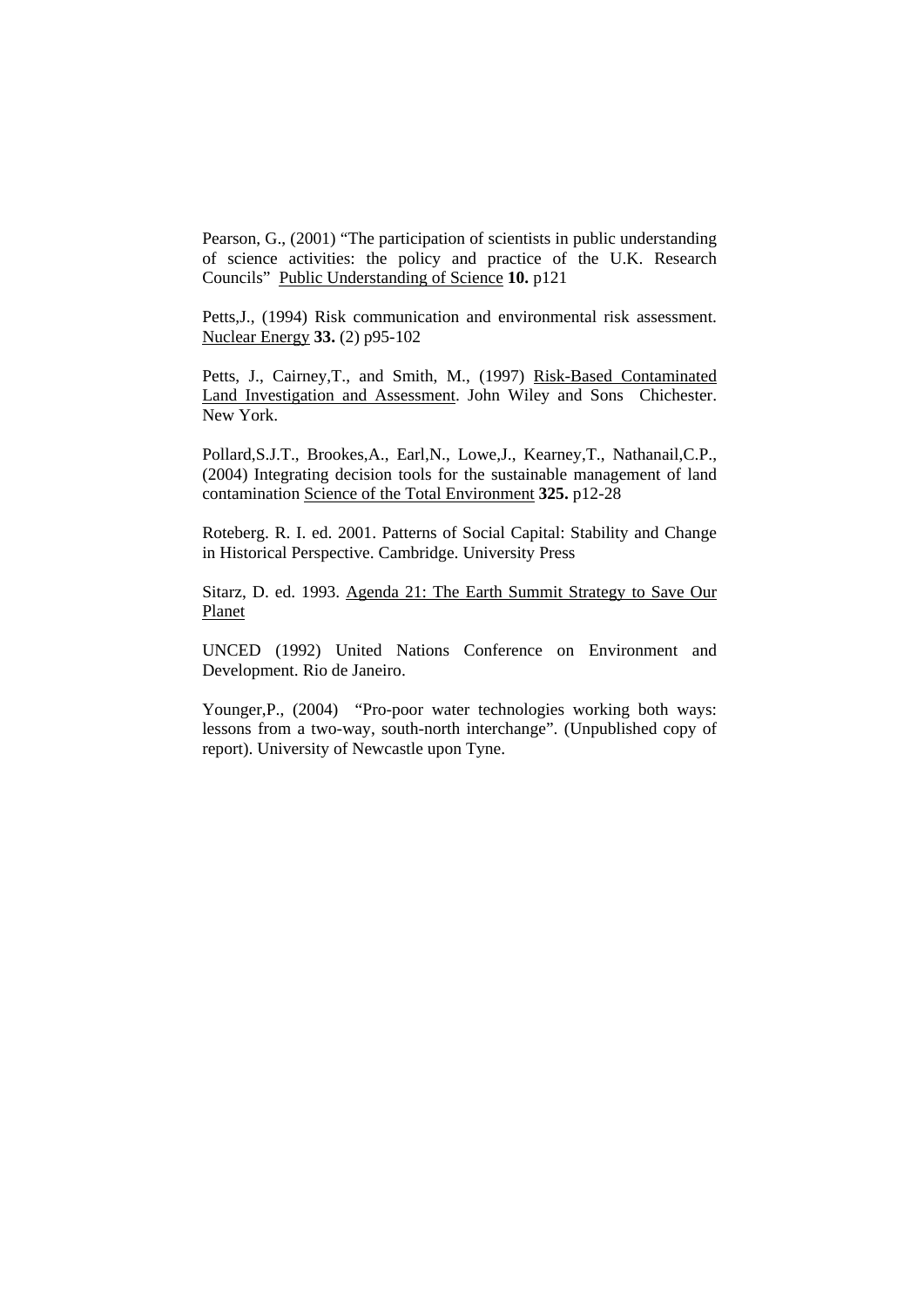Pearson, G., (2001) “The participation of scientists in public understanding of science activities: the policy and practice of the U.K. Research Councils” Public Understanding of Science **10.** p121

Petts,J., (1994) Risk communication and environmental risk assessment. Nuclear Energy **33.** (2) p95-102

Petts, J., Cairney,T., and Smith, M., (1997) Risk-Based Contaminated Land Investigation and Assessment. John Wiley and Sons Chichester. New York.

Pollard,S.J.T., Brookes,A., Earl,N., Lowe,J., Kearney,T., Nathanail,C.P., (2004) Integrating decision tools for the sustainable management of land contamination Science of the Total Environment **325.** p12-28

Roteberg. R. I. ed. 2001. Patterns of Social Capital: Stability and Change in Historical Perspective. Cambridge. University Press

Sitarz, D. ed. 1993. Agenda 21: The Earth Summit Strategy to Save Our Planet

UNCED (1992) United Nations Conference on Environment and Development. Rio de Janeiro.

Younger,P., (2004) “Pro-poor water technologies working both ways: lessons from a two-way, south-north interchange”. (Unpublished copy of report). University of Newcastle upon Tyne.